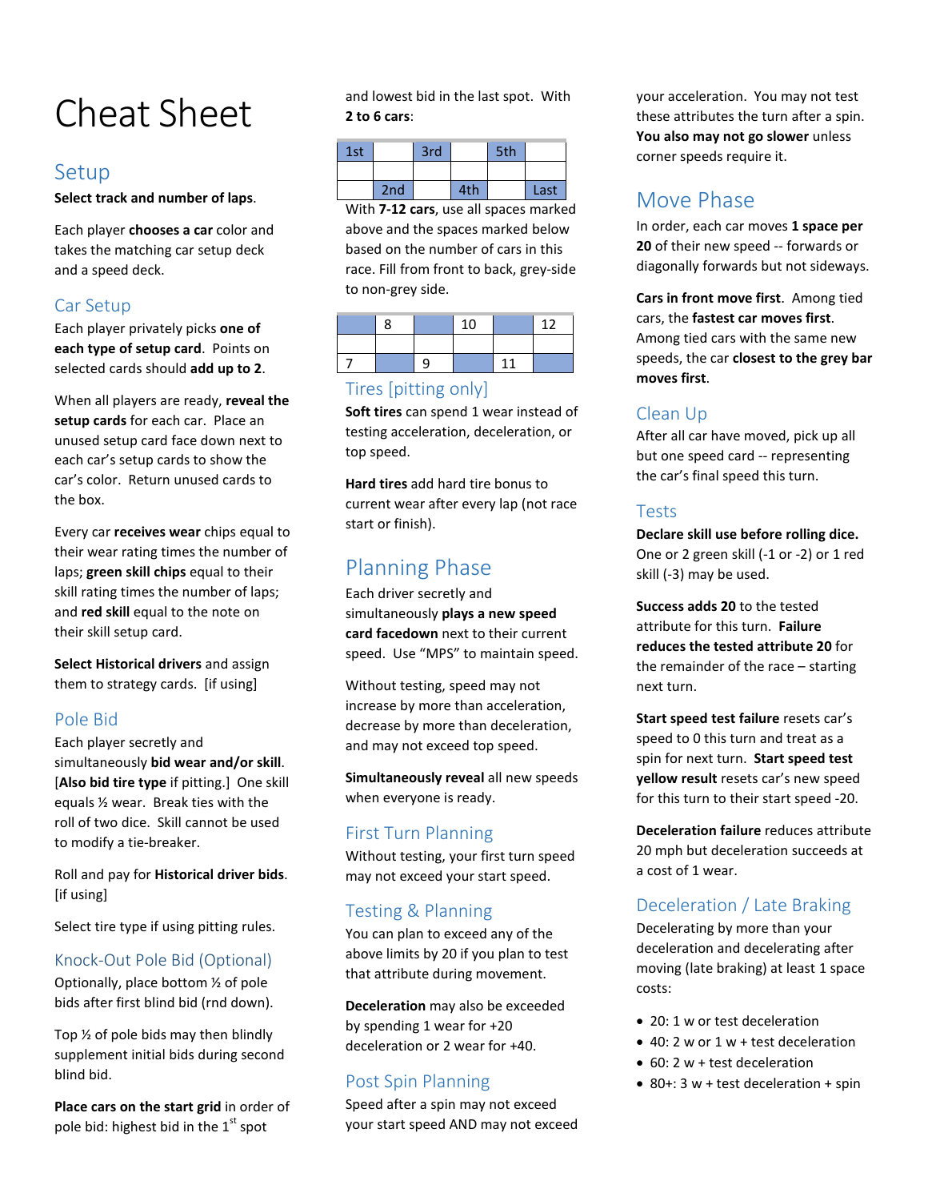# Cheat Sheet

## Setup

**Select track and number of laps**.

Each player **chooses a car** color and takes the matching car setup deck and a speed deck.

### Car Setup

Each player privately picks **one of each type of setup card**. Points on selected cards should **add up to 2**.

When all players are ready, **reveal the setup cards** for each car. Place an unused setup card face down next to each car's setup cards to show the car's color. Return unused cards to the box.

Every car **receives wear** chips equal to their wear rating times the number of laps; **green skill chips** equal to their skill rating times the number of laps; and **red skill** equal to the note on their skill setup card.

**Select Historical drivers** and assign them to strategy cards. [if using]

### Pole Bid

Each player secretly and simultaneously **bid wear and/or skill**. [**Also bid tire type** if pitting.] One skill equals ½ wear. Break ties with the roll of two dice. Skill cannot be used to modify a tie-breaker.

Roll and pay for **Historical driver bids**. [if using]

Select tire type if using pitting rules.

### Knock-Out Pole Bid (Optional)

Optionally, place bottom ½ of pole bids after first blind bid (rnd down).

Top ½ of pole bids may then blindly supplement initial bids during second blind bid.

**Place cars on the start grid** in order of pole bid: highest bid in the 1st spot and lowest bid in the last spot. With **2 to 6 cars**:

| 1st | | 3rd | | 5th | |
|---|---|---|---|---|---|
| | | | | | |
| | 2nd | | 4th | | Last |

With **7-12 cars**, use all spaces marked above and the spaces marked below based on the number of cars in this race. Fill from front to back, grey-side to non-grey side.

| | 8 | | 10 | | 12 |
|---|---|---|---|---|---|
| | | | | | |
| 7 | | 9 | | 11 | |

### Tires [pitting only]

**Soft tires** can spend 1 wear instead of testing acceleration, deceleration, or top speed.

**Hard tires** add hard tire bonus to current wear after every lap (not race start or finish).

## Planning Phase

Each driver secretly and simultaneously **plays a new speed card facedown** next to their current speed. Use "MPS" to maintain speed.

Without testing, speed may not increase by more than acceleration, decrease by more than deceleration, and may not exceed top speed.

**Simultaneously reveal** all new speeds when everyone is ready.

### First Turn Planning

Without testing, your first turn speed may not exceed your start speed.

### Testing & Planning

You can plan to exceed any of the above limits by 20 if you plan to test that attribute during movement.

**Deceleration** may also be exceeded by spending 1 wear for +20 deceleration or 2 wear for +40.

### Post Spin Planning

Speed after a spin may not exceed your start speed AND may not exceed your acceleration. You may not test these attributes the turn after a spin. **You also may not go slower** unless corner speeds require it.

## Move Phase

In order, each car moves **1 space per 20** of their new speed -- forwards or diagonally forwards but not sideways.

**Cars in front move first**. Among tied cars, the **fastest car moves first**. Among tied cars with the same new speeds, the car **closest to the grey bar moves first**.

### Clean Up

After all car have moved, pick up all but one speed card -- representing the car's final speed this turn.

### Tests

**Declare skill use before rolling dice.** One or 2 green skill (-1 or -2) or 1 red skill (-3) may be used.

**Success adds 20** to the tested attribute for this turn. **Failure reduces the tested attribute 20** for the remainder of the race – starting next turn.

**Start speed test failure** resets car's speed to 0 this turn and treat as a spin for next turn. **Start speed test yellow result** resets car's new speed for this turn to their start speed -20.

**Deceleration failure** reduces attribute 20 mph but deceleration succeeds at a cost of 1 wear.

### Deceleration / Late Braking

Decelerating by more than your deceleration and decelerating after moving (late braking) at least 1 space costs:

- 20: 1 w or test deceleration
- 40: 2 w or 1 w + test deceleration
- 60: 2 w + test deceleration
- 80+: 3 w + test deceleration + spin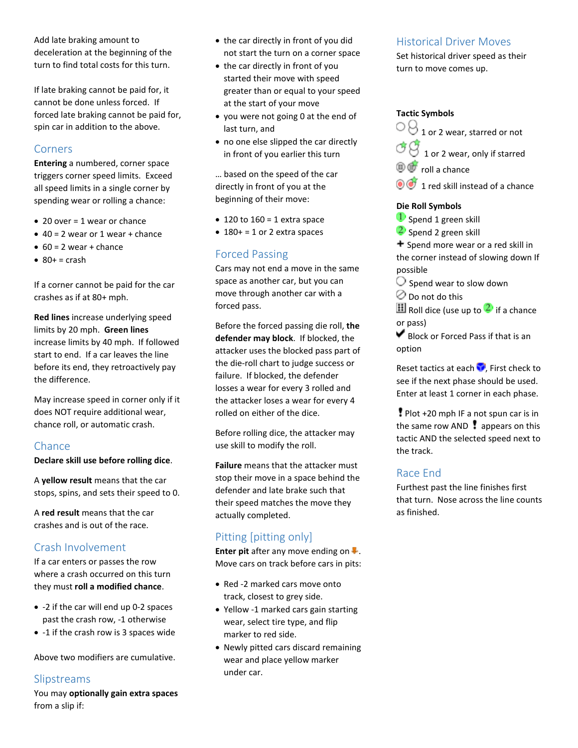Add late braking amount to deceleration at the beginning of the turn to find total costs for this turn.

If late braking cannot be paid for, it cannot be done unless forced. If forced late braking cannot be paid for, spin car in addition to the above.

## Corners

**Entering** a numbered, corner space triggers corner speed limits. Exceed all speed limits in a single corner by spending wear or rolling a chance:

- 20 over = 1 wear or chance
- 40 = 2 wear or 1 wear + chance
- 60 = 2 wear + chance
- 80+ = crash

If a corner cannot be paid for the car crashes as if at 80+ mph.

**Red lines** increase underlying speed limits by 20 mph. **Green lines** increase limits by 40 mph. If followed start to end. If a car leaves the line before its end, they retroactively pay the difference.

May increase speed in corner only if it does NOT require additional wear, chance roll, or automatic crash.

## Chance

**Declare skill use before rolling dice**.

A **yellow result** means that the car stops, spins, and sets their speed to 0.

A **red result** means that the car crashes and is out of the race.

## Crash Involvement

If a car enters or passes the row where a crash occurred on this turn they must **roll a modified chance**.

- -2 if the car will end up 0-2 spaces past the crash row, -1 otherwise
- -1 if the crash row is 3 spaces wide

Above two modifiers are cumulative.

## Slipstreams

You may **optionally gain extra spaces** from a slip if:

- the car directly in front of you did not start the turn on a corner space
- the car directly in front of you started their move with speed greater than or equal to your speed at the start of your move
- you were not going 0 at the end of last turn, and
- no one else slipped the car directly in front of you earlier this turn

… based on the speed of the car directly in front of you at the beginning of their move:

- 120 to 160 = 1 extra space
- 180+ = 1 or 2 extra spaces

## Forced Passing

Cars may not end a move in the same space as another car, but you can move through another car with a forced pass.

Before the forced passing die roll, **the defender may block**. If blocked, the attacker uses the blocked pass part of the die-roll chart to judge success or failure. If blocked, the defender losses a wear for every 3 rolled and the attacker loses a wear for every 4 rolled on either of the dice.

Before rolling dice, the attacker may use skill to modify the roll.

**Failure** means that the attacker must stop their move in a space behind the defender and late brake such that their speed matches the move they actually completed.

## Pitting [pitting only]

**Enter pit** after any move ending on . Move cars on track before cars in pits:

- Red -2 marked cars move onto track, closest to grey side.
- Yellow -1 marked cars gain starting wear, select tire type, and flip marker to red side.
- Newly pitted cars discard remaining wear and place yellow marker under car.

## Historical Driver Moves

Set historical driver speed as their turn to move comes up.

**Tactic Symbols**

1 or 2 wear, starred or not

1 or 2 wear, only if starred

roll a chance

1 red skill instead of a chance

**Die Roll Symbols**

Spend 1 green skill

Spend 2 green skill

+ Spend more wear or a red skill in the corner instead of slowing down If possible

Spend wear to slow down

Do not do this

Roll dice (use up to 2 if a chance or pass)

✔ Block or Forced Pass if that is an option

Reset tactics at each , First check to see if the next phase should be used. Enter at least 1 corner in each phase.

! Plot +20 mph IF a not spun car is in the same row AND ! appears on this tactic AND the selected speed next to the track.

## Race End

Furthest past the line finishes first that turn. Nose across the line counts as finished.